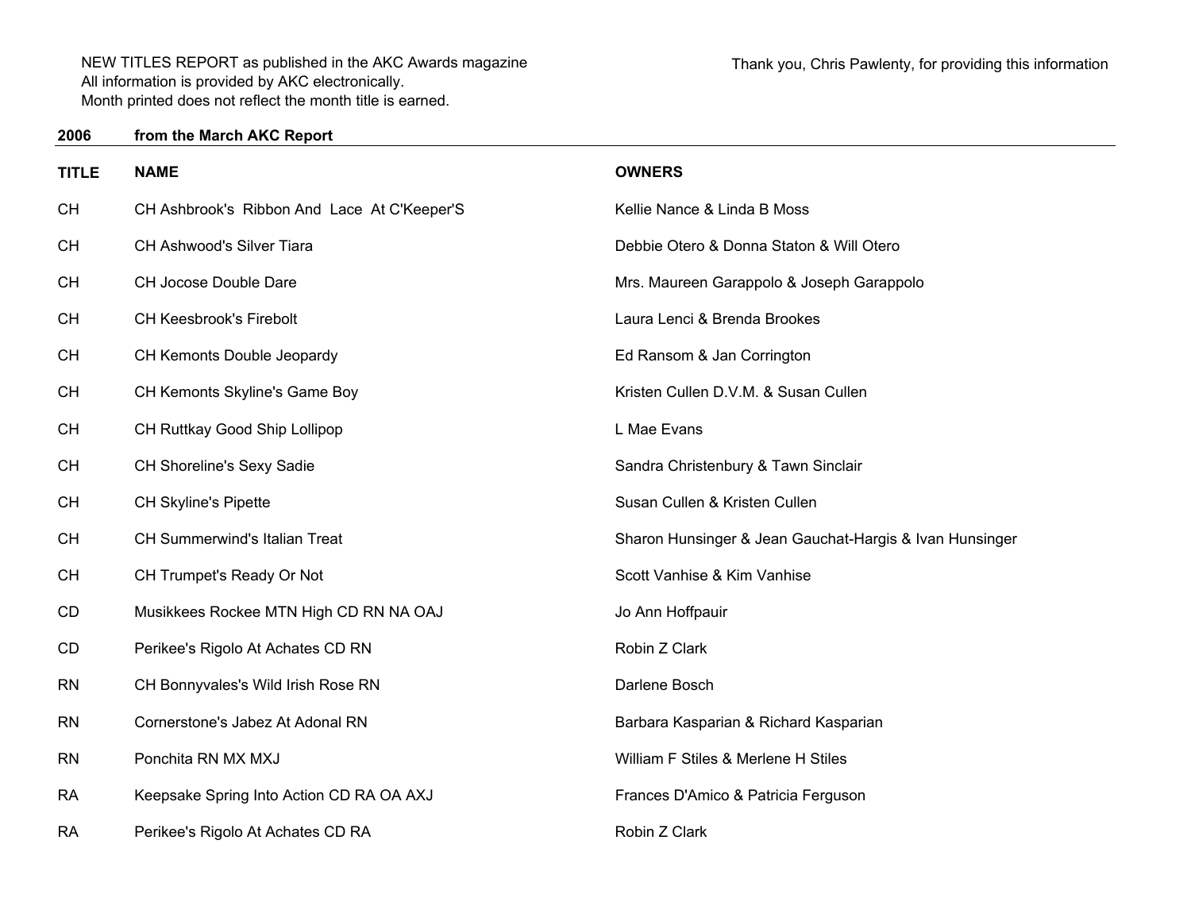NEW TITLES REPORT as published in the AKC Awards magazine
All information is provided by AKC electronically.
Month printed does not reflect the month title is earned.

Thank you, Chris Pawlenty, for providing this information

**2006 from the March AKC Report**

| TITLE | NAME | OWNERS |
|---|---|---|
| CH | CH Ashbrook's Ribbon And Lace At C'Keeper'S | Kellie Nance & Linda B Moss |
| CH | CH Ashwood's Silver Tiara | Debbie Otero & Donna Staton & Will Otero |
| CH | CH Jocose Double Dare | Mrs. Maureen Garappolo & Joseph Garappolo |
| CH | CH Keesbrook's Firebolt | Laura Lenci & Brenda Brookes |
| CH | CH Kemonts Double Jeopardy | Ed Ransom & Jan Corrington |
| CH | CH Kemonts Skyline's Game Boy | Kristen Cullen D.V.M. & Susan Cullen |
| CH | CH Ruttkay Good Ship Lollipop | L Mae Evans |
| CH | CH Shoreline's Sexy Sadie | Sandra Christenbury & Tawn Sinclair |
| CH | CH Skyline's Pipette | Susan Cullen & Kristen Cullen |
| CH | CH Summerwind's Italian Treat | Sharon Hunsinger & Jean Gauchat-Hargis & Ivan Hunsinger |
| CH | CH Trumpet's Ready Or Not | Scott Vanhise & Kim Vanhise |
| CD | Musikkees Rockee MTN High CD RN NA OAJ | Jo Ann Hoffpauir |
| CD | Perikee's Rigolo At Achates CD RN | Robin Z Clark |
| RN | CH Bonnyvales's Wild Irish Rose RN | Darlene Bosch |
| RN | Cornerstone's Jabez At Adonal RN | Barbara Kasparian & Richard Kasparian |
| RN | Ponchita RN MX MXJ | William F Stiles & Merlene H Stiles |
| RA | Keepsake Spring Into Action CD RA OA AXJ | Frances D'Amico & Patricia Ferguson |
| RA | Perikee's Rigolo At Achates CD RA | Robin Z Clark |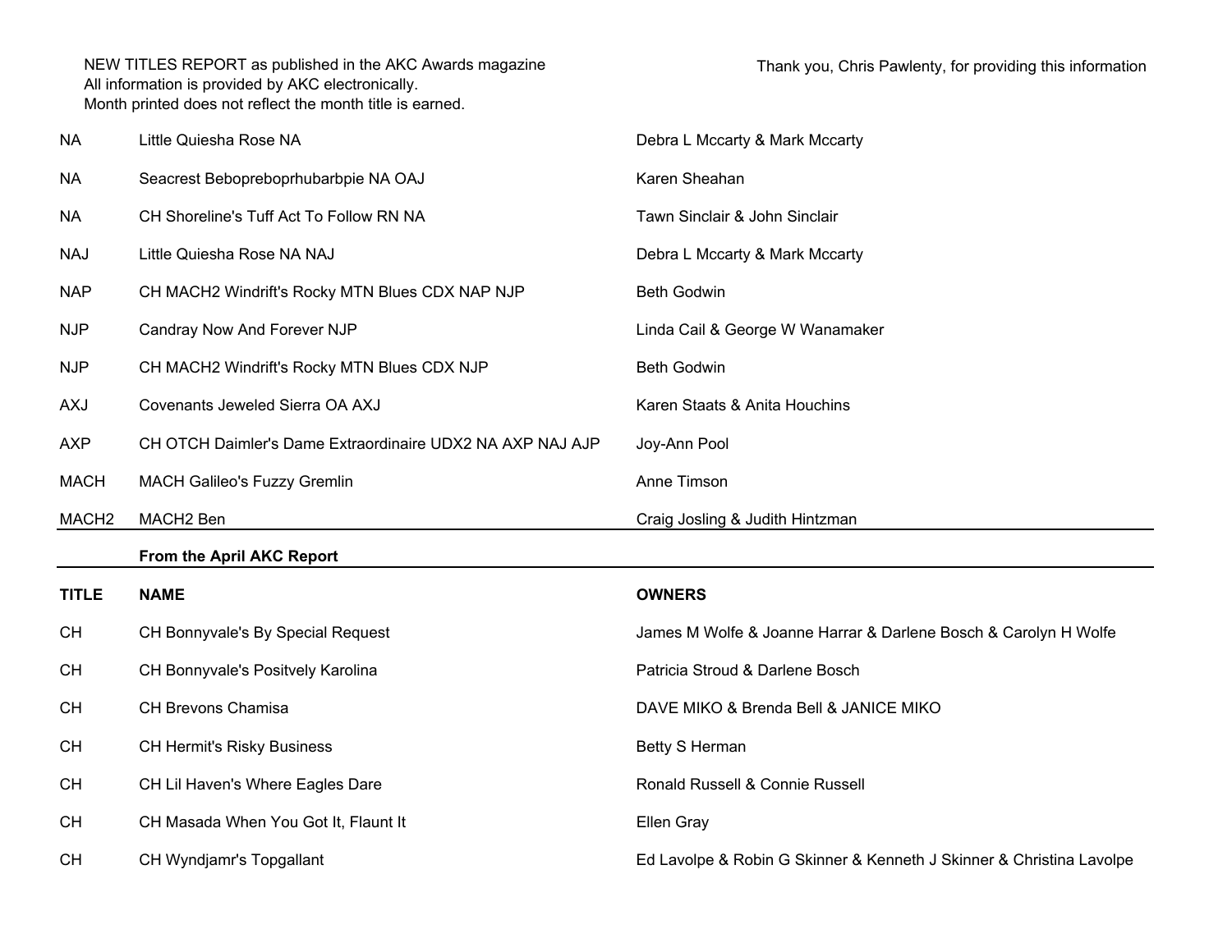| TITLE | NAME | OWNERS |
|---|---|---|
| NA | Little Quiesha Rose NA | Debra L Mccarty & Mark Mccarty |
| NA | Seacrest Bebopreboprhubarbpie NA OAJ | Karen Sheahan |
| NA | CH Shoreline's Tuff Act To Follow RN NA | Tawn Sinclair & John Sinclair |
| NAJ | Little Quiesha Rose NA NAJ | Debra L Mccarty & Mark Mccarty |
| NAP | CH MACH2 Windrift's Rocky MTN Blues CDX NAP NJP | Beth Godwin |
| NJP | Candray Now And Forever NJP | Linda Cail & George W Wanamaker |
| NJP | CH MACH2 Windrift's Rocky MTN Blues CDX NJP | Beth Godwin |
| AXJ | Covenants Jeweled Sierra OA AXJ | Karen Staats & Anita Houchins |
| AXP | CH OTCH Daimler's Dame Extraordinaire UDX2 NA AXP NAJ AJP | Joy-Ann Pool |
| MACH | MACH Galileo's Fuzzy Gremlin | Anne Timson |
| MACH2 | MACH2 Ben | Craig Josling & Judith Hintzman |

**From the April AKC Report**

| TITLE | NAME | OWNERS |
|---|---|---|
| CH | CH Bonnyvale's By Special Request | James M Wolfe & Joanne Harrar & Darlene Bosch & Carolyn H Wolfe |
| CH | CH Bonnyvale's Positvely Karolina | Patricia Stroud & Darlene Bosch |
| CH | CH Brevons Chamisa | DAVE MIKO & Brenda Bell & JANICE MIKO |
| CH | CH Hermit's Risky Business | Betty S Herman |
| CH | CH Lil Haven's Where Eagles Dare | Ronald Russell & Connie Russell |
| CH | CH Masada When You Got It, Flaunt It | Ellen Gray |
| CH | CH Wyndjamr's Topgallant | Ed Lavolpe & Robin G Skinner & Kenneth J Skinner & Christina Lavolpe |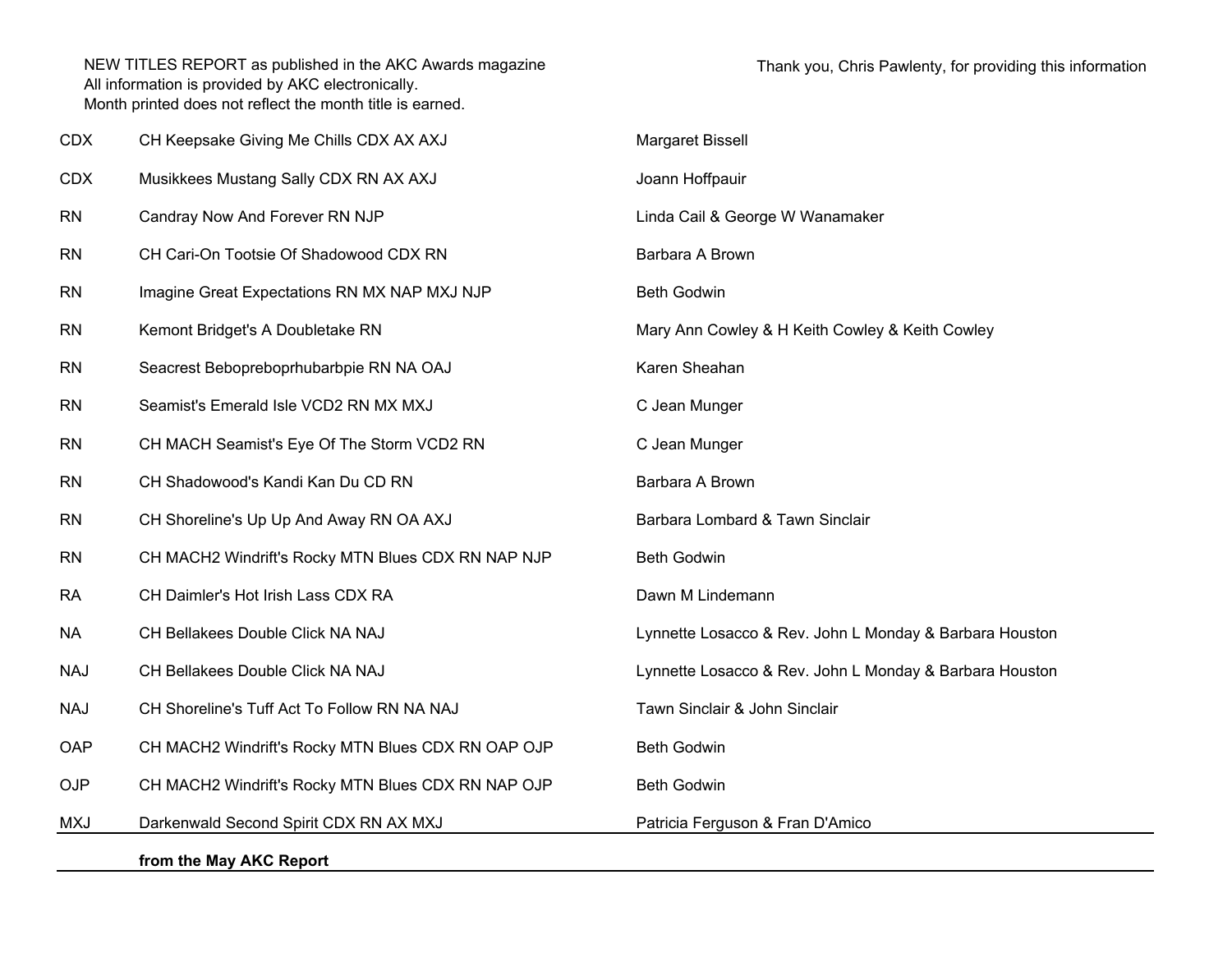NEW TITLES REPORT as published in the AKC Awards magazine
All information is provided by AKC electronically.
Month printed does not reflect the month title is earned.

Thank you, Chris Pawlenty, for providing this information

| | | |
|---|---|---|
| CDX | CH Keepsake Giving Me Chills CDX AX AXJ | Margaret Bissell |
| CDX | Musikkees Mustang Sally CDX RN AX AXJ | Joann Hoffpauir |
| RN | Candray Now And Forever RN NJP | Linda Cail & George W Wanamaker |
| RN | CH Cari-On Tootsie Of Shadowood CDX RN | Barbara A Brown |
| RN | Imagine Great Expectations RN MX NAP MXJ NJP | Beth Godwin |
| RN | Kemont Bridget's A Doubletake RN | Mary Ann Cowley & H Keith Cowley & Keith Cowley |
| RN | Seacrest Bebopreboprhubarbpie RN NA OAJ | Karen Sheahan |
| RN | Seamist's Emerald Isle VCD2 RN MX MXJ | C Jean Munger |
| RN | CH MACH Seamist's Eye Of The Storm VCD2 RN | C Jean Munger |
| RN | CH Shadowood's Kandi Kan Du CD RN | Barbara A Brown |
| RN | CH Shoreline's Up Up And Away RN OA AXJ | Barbara Lombard & Tawn Sinclair |
| RN | CH MACH2 Windrift's Rocky MTN Blues CDX RN NAP NJP | Beth Godwin |
| RA | CH Daimler's Hot Irish Lass CDX RA | Dawn M Lindemann |
| NA | CH Bellakees Double Click NA NAJ | Lynnette Losacco & Rev. John L Monday & Barbara Houston |
| NAJ | CH Bellakees Double Click NA NAJ | Lynnette Losacco & Rev. John L Monday & Barbara Houston |
| NAJ | CH Shoreline's Tuff Act To Follow RN NA NAJ | Tawn Sinclair & John Sinclair |
| OAP | CH MACH2 Windrift's Rocky MTN Blues CDX RN OAP OJP | Beth Godwin |
| OJP | CH MACH2 Windrift's Rocky MTN Blues CDX RN NAP OJP | Beth Godwin |
| MXJ | Darkenwald Second Spirit CDX RN AX MXJ | Patricia Ferguson & Fran D'Amico |

**from the May AKC Report**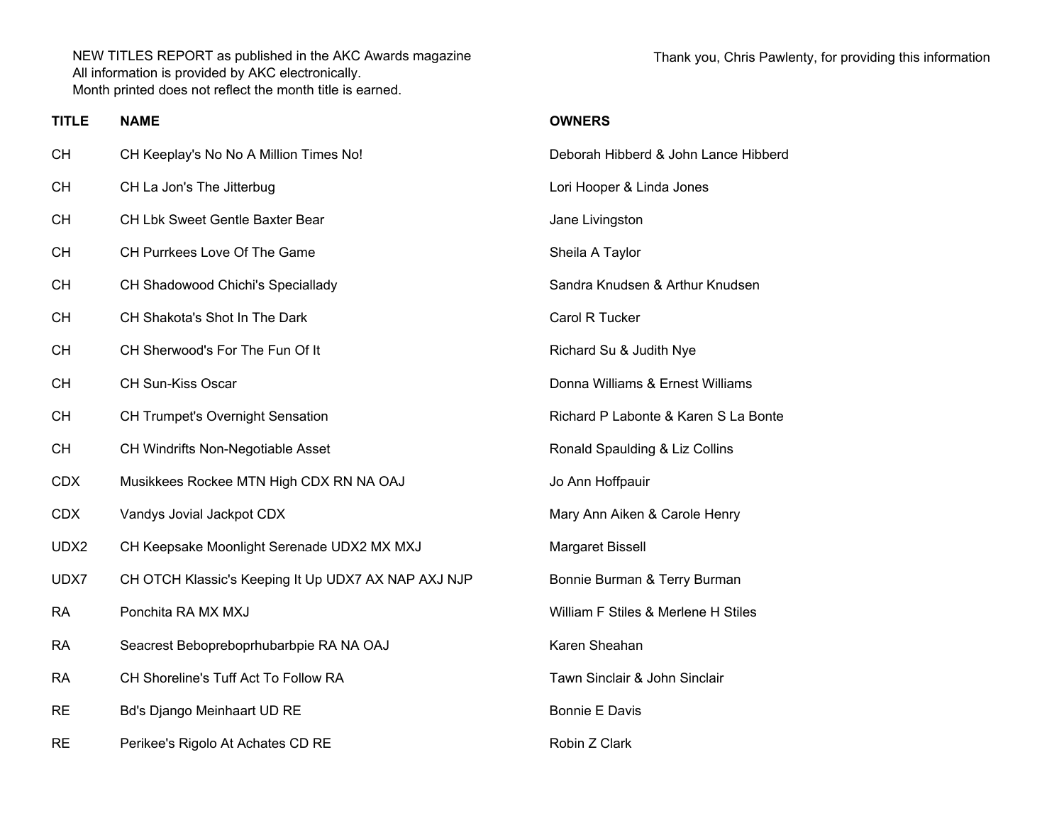NEW TITLES REPORT as published in the AKC Awards magazine
All information is provided by AKC electronically.
Month printed does not reflect the month title is earned.

Thank you, Chris Pawlenty, for providing this information

| TITLE | NAME | OWNERS |
|---|---|---|
| CH | CH Keeplay's No No A Million Times No! | Deborah Hibberd & John Lance Hibberd |
| CH | CH La Jon's The Jitterbug | Lori Hooper & Linda Jones |
| CH | CH Lbk Sweet Gentle Baxter Bear | Jane Livingston |
| CH | CH Purrkees Love Of The Game | Sheila A Taylor |
| CH | CH Shadowood Chichi's Speciallady | Sandra Knudsen & Arthur Knudsen |
| CH | CH Shakota's Shot In The Dark | Carol R Tucker |
| CH | CH Sherwood's For The Fun Of It | Richard Su & Judith Nye |
| CH | CH Sun-Kiss Oscar | Donna Williams & Ernest Williams |
| CH | CH Trumpet's Overnight Sensation | Richard P Labonte & Karen S La Bonte |
| CH | CH Windrifts Non-Negotiable Asset | Ronald Spaulding & Liz Collins |
| CDX | Musikkees Rockee MTN High CDX RN NA OAJ | Jo Ann Hoffpauir |
| CDX | Vandys Jovial Jackpot CDX | Mary Ann Aiken & Carole Henry |
| UDX2 | CH Keepsake Moonlight Serenade UDX2 MX MXJ | Margaret Bissell |
| UDX7 | CH OTCH Klassic's Keeping It Up UDX7 AX NAP AXJ NJP | Bonnie Burman & Terry Burman |
| RA | Ponchita RA MX MXJ | William F Stiles & Merlene H Stiles |
| RA | Seacrest Bebopreboprhubarbpie RA NA OAJ | Karen Sheahan |
| RA | CH Shoreline's Tuff Act To Follow RA | Tawn Sinclair & John Sinclair |
| RE | Bd's Django Meinhaart UD RE | Bonnie E Davis |
| RE | Perikee's Rigolo At Achates CD RE | Robin Z Clark |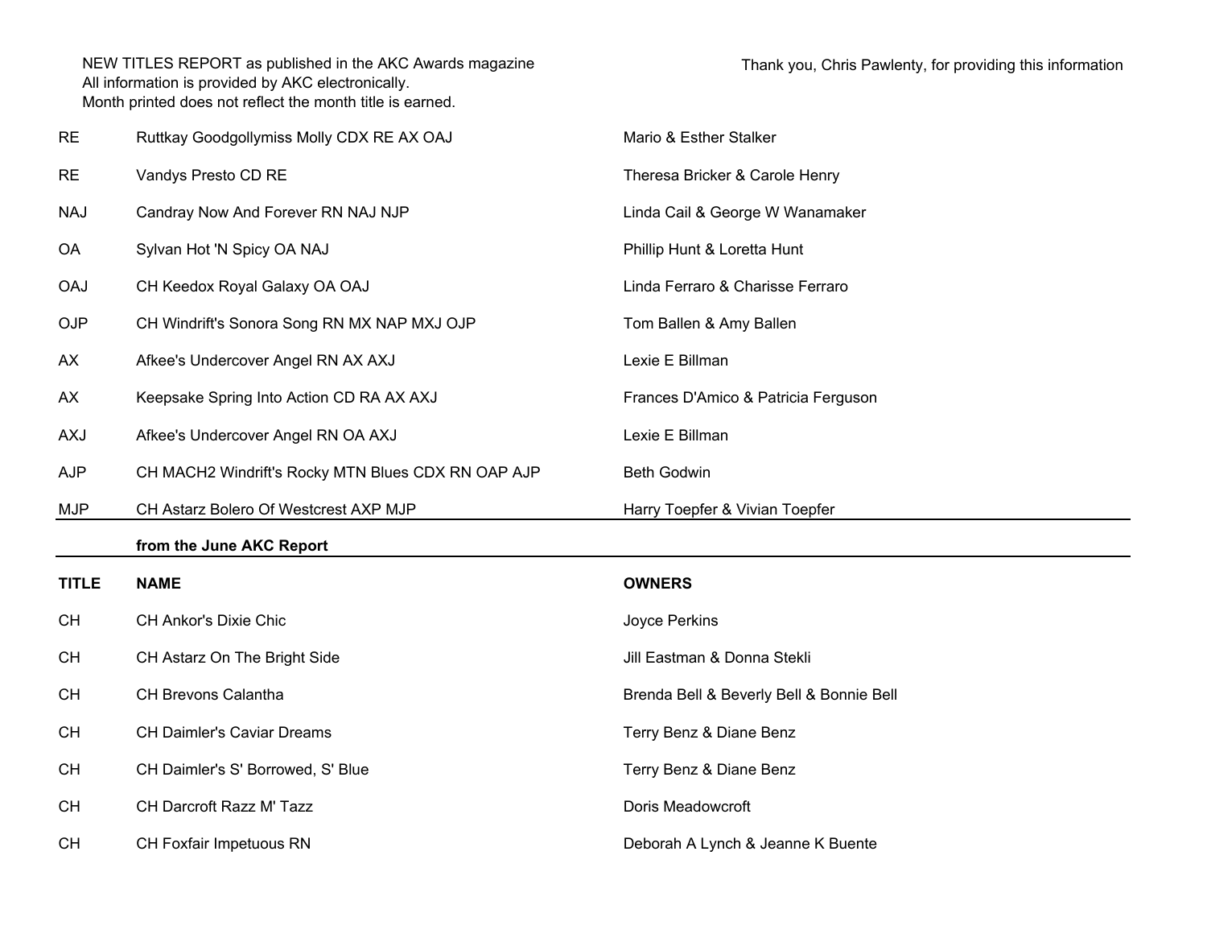NEW TITLES REPORT as published in the AKC Awards magazine
All information is provided by AKC electronically.
Month printed does not reflect the month title is earned.

Thank you, Chris Pawlenty, for providing this information

| | | |
|---|---|---|
| RE | Ruttkay Goodgollymiss Molly CDX RE AX OAJ | Mario & Esther Stalker |
| RE | Vandys Presto CD RE | Theresa Bricker & Carole Henry |
| NAJ | Candray Now And Forever RN NAJ NJP | Linda Cail & George W Wanamaker |
| OA | Sylvan Hot 'N Spicy OA NAJ | Phillip Hunt & Loretta Hunt |
| OAJ | CH Keedox Royal Galaxy OA OAJ | Linda Ferraro & Charisse Ferraro |
| OJP | CH Windrift's Sonora Song RN MX NAP MXJ OJP | Tom Ballen & Amy Ballen |
| AX | Afkee's Undercover Angel RN AX AXJ | Lexie E Billman |
| AX | Keepsake Spring Into Action CD RA AX AXJ | Frances D'Amico & Patricia Ferguson |
| AXJ | Afkee's Undercover Angel RN OA AXJ | Lexie E Billman |
| AJP | CH MACH2 Windrift's Rocky MTN Blues CDX RN OAP AJP | Beth Godwin |
| MJP | CH Astarz Bolero Of Westcrest AXP MJP | Harry Toepfer & Vivian Toepfer |

**from the June AKC Report**

| TITLE | NAME | OWNERS |
|---|---|---|
| CH | CH Ankor's Dixie Chic | Joyce Perkins |
| CH | CH Astarz On The Bright Side | Jill Eastman & Donna Stekli |
| CH | CH Brevons Calantha | Brenda Bell & Beverly Bell & Bonnie Bell |
| CH | CH Daimler's Caviar Dreams | Terry Benz & Diane Benz |
| CH | CH Daimler's S' Borrowed, S' Blue | Terry Benz & Diane Benz |
| CH | CH Darcroft Razz M' Tazz | Doris Meadowcroft |
| CH | CH Foxfair Impetuous RN | Deborah A Lynch & Jeanne K Buente |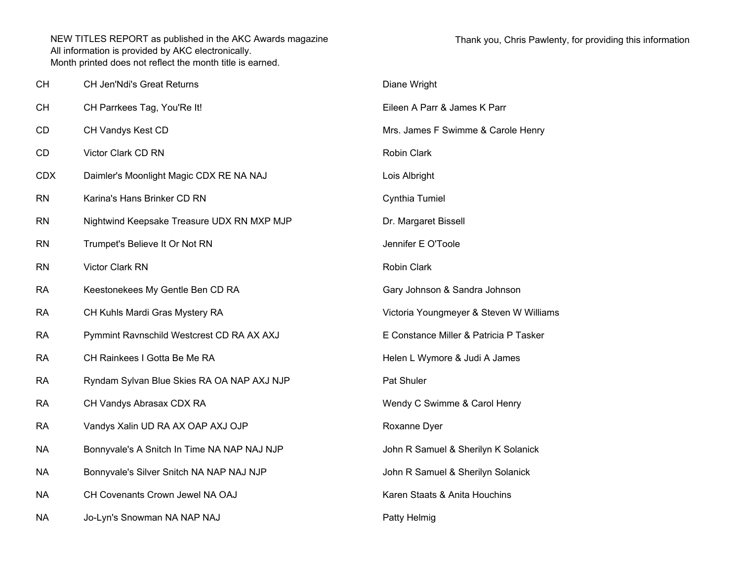NEW TITLES REPORT as published in the AKC Awards magazine
All information is provided by AKC electronically.
Month printed does not reflect the month title is earned.

Thank you, Chris Pawlenty, for providing this information

| | | |
|---|---|---|
| CH | CH Jen'Ndi's Great Returns | Diane Wright |
| CH | CH Parrkees Tag, You'Re It! | Eileen A Parr & James K Parr |
| CD | CH Vandys Kest CD | Mrs. James F Swimme & Carole Henry |
| CD | Victor Clark CD RN | Robin Clark |
| CDX | Daimler's Moonlight Magic CDX RE NA NAJ | Lois Albright |
| RN | Karina's Hans Brinker CD RN | Cynthia Tumiel |
| RN | Nightwind Keepsake Treasure UDX RN MXP MJP | Dr. Margaret Bissell |
| RN | Trumpet's Believe It Or Not RN | Jennifer E O'Toole |
| RN | Victor Clark RN | Robin Clark |
| RA | Keestonekees My Gentle Ben CD RA | Gary Johnson & Sandra Johnson |
| RA | CH Kuhls Mardi Gras Mystery RA | Victoria Youngmeyer & Steven W Williams |
| RA | Pymmint Ravnschild Westcrest CD RA AX AXJ | E Constance Miller & Patricia P Tasker |
| RA | CH Rainkees I Gotta Be Me RA | Helen L Wymore & Judi A James |
| RA | Ryndam Sylvan Blue Skies RA OA NAP AXJ NJP | Pat Shuler |
| RA | CH Vandys Abrasax CDX RA | Wendy C Swimme & Carol Henry |
| RA | Vandys Xalin UD RA AX OAP AXJ OJP | Roxanne Dyer |
| NA | Bonnyvale's A Snitch In Time NA NAP NAJ NJP | John R Samuel & Sherilyn K Solanick |
| NA | Bonnyvale's Silver Snitch NA NAP NAJ NJP | John R Samuel & Sherilyn Solanick |
| NA | CH Covenants Crown Jewel NA OAJ | Karen Staats & Anita Houchins |
| NA | Jo-Lyn's Snowman NA NAP NAJ | Patty Helmig |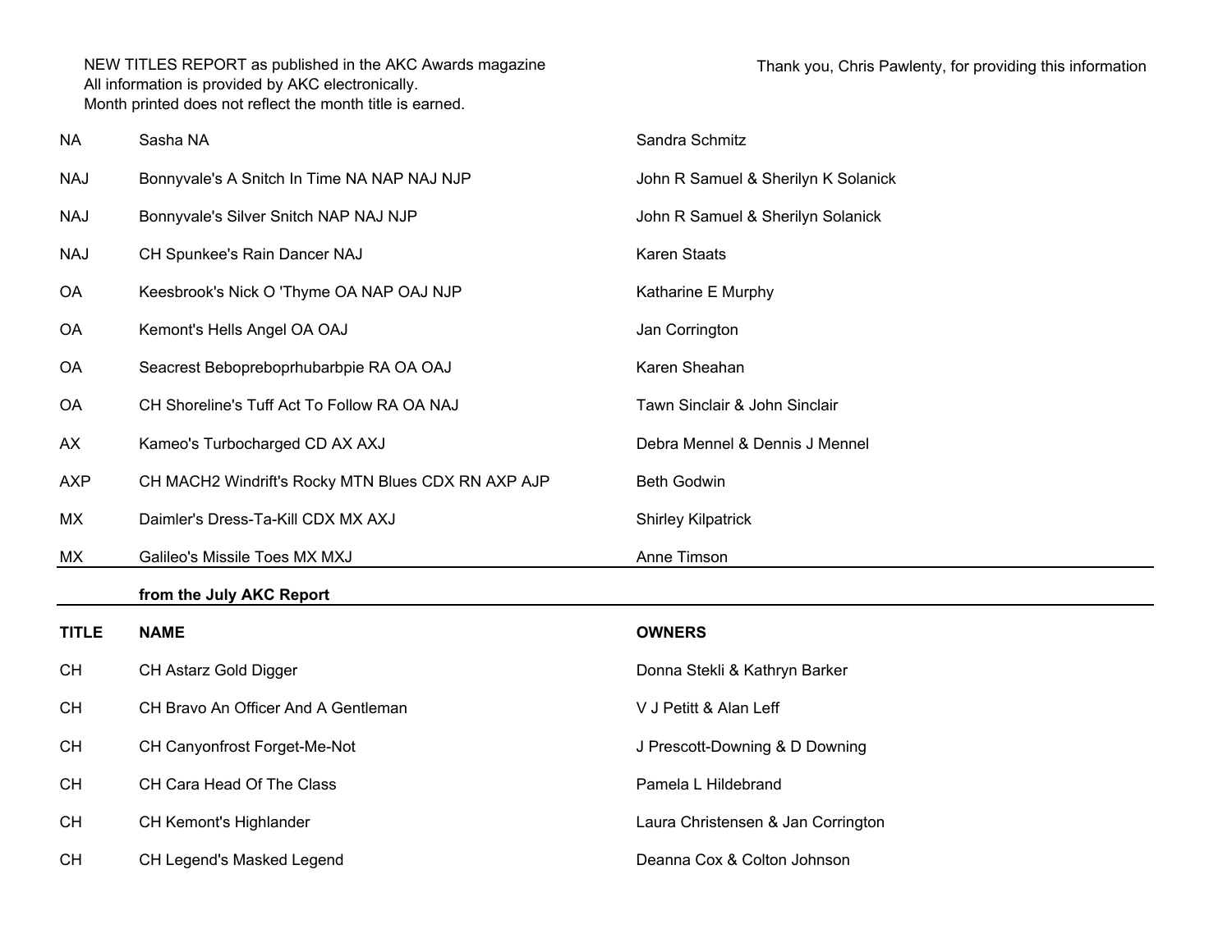NEW TITLES REPORT as published in the AKC Awards magazine
All information is provided by AKC electronically.
Month printed does not reflect the month title is earned.

Thank you, Chris Pawlenty, for providing this information

| | | |
|---|---|---|
| NA | Sasha NA | Sandra Schmitz |
| NAJ | Bonnyvale's A Snitch In Time NA NAP NAJ NJP | John R Samuel & Sherilyn K Solanick |
| NAJ | Bonnyvale's Silver Snitch NAP NAJ NJP | John R Samuel & Sherilyn Solanick |
| NAJ | CH Spunkee's Rain Dancer NAJ | Karen Staats |
| OA | Keesbrook's Nick O 'Thyme OA NAP OAJ NJP | Katharine E Murphy |
| OA | Kemont's Hells Angel OA OAJ | Jan Corrington |
| OA | Seacrest Bebopreboprhubarbpie RA OA OAJ | Karen Sheahan |
| OA | CH Shoreline's Tuff Act To Follow RA OA NAJ | Tawn Sinclair & John Sinclair |
| AX | Kameo's Turbocharged CD AX AXJ | Debra Mennel & Dennis J Mennel |
| AXP | CH MACH2 Windrift's Rocky MTN Blues CDX RN AXP AJP | Beth Godwin |
| MX | Daimler's Dress-Ta-Kill CDX MX AXJ | Shirley Kilpatrick |
| MX | Galileo's Missile Toes MX MXJ | Anne Timson |

**from the July AKC Report**

| TITLE | NAME | OWNERS |
|---|---|---|
| CH | CH Astarz Gold Digger | Donna Stekli & Kathryn Barker |
| CH | CH Bravo An Officer And A Gentleman | V J Petitt & Alan Leff |
| CH | CH Canyonfrost Forget-Me-Not | J Prescott-Downing & D Downing |
| CH | CH Cara Head Of The Class | Pamela L Hildebrand |
| CH | CH Kemont's Highlander | Laura Christensen & Jan Corrington |
| CH | CH Legend's Masked Legend | Deanna Cox & Colton Johnson |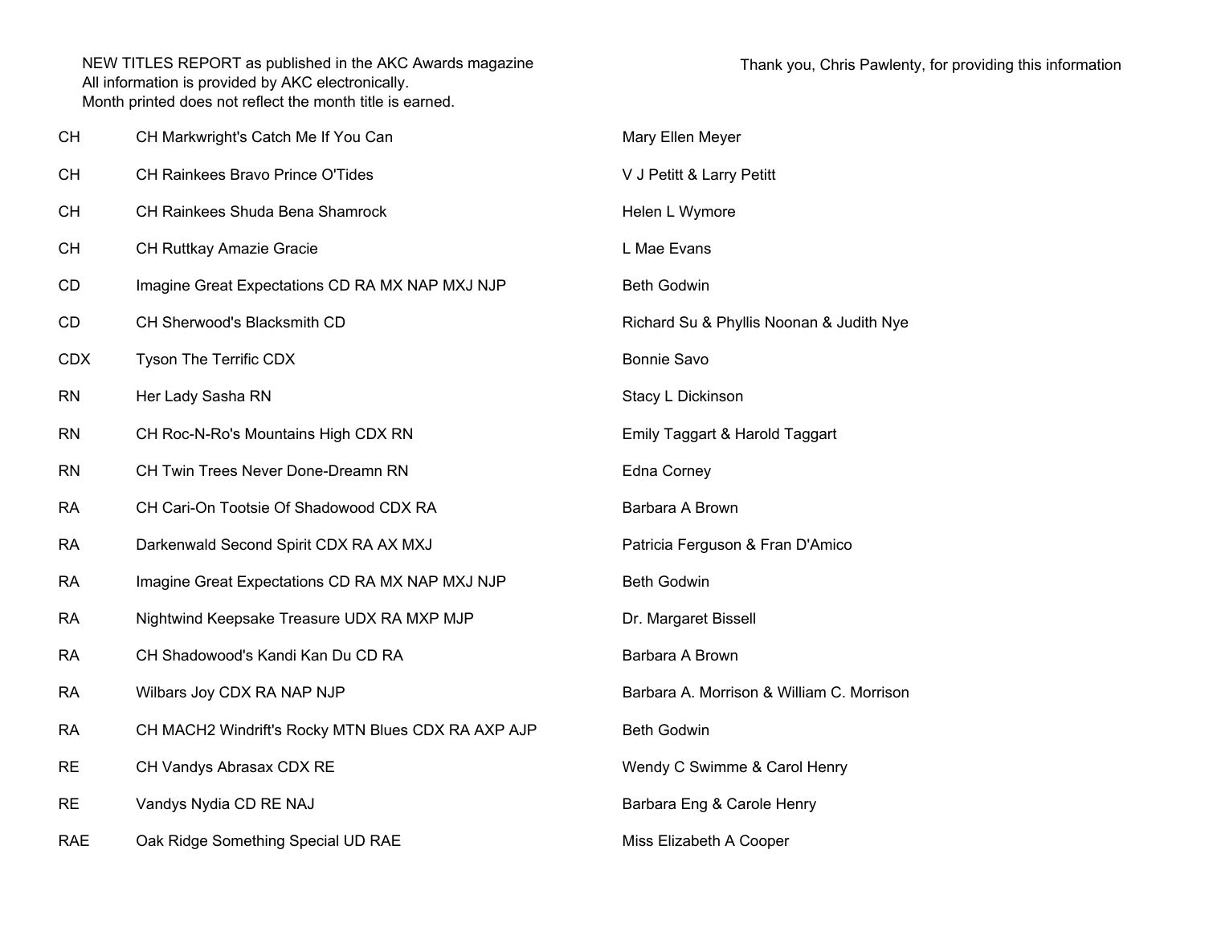NEW TITLES REPORT as published in the AKC Awards magazine
All information is provided by AKC electronically.
Month printed does not reflect the month title is earned.

Thank you, Chris Pawlenty, for providing this information

| Title | Dog | Owner(s) |
|---|---|---|
| CH | CH Markwright's Catch Me If You Can | Mary Ellen Meyer |
| CH | CH Rainkees Bravo Prince O'Tides | V J Petitt & Larry Petitt |
| CH | CH Rainkees Shuda Bena Shamrock | Helen L Wymore |
| CH | CH Ruttkay Amazie Gracie | L Mae Evans |
| CD | Imagine Great Expectations CD RA MX NAP MXJ NJP | Beth Godwin |
| CD | CH Sherwood's Blacksmith CD | Richard Su & Phyllis Noonan & Judith Nye |
| CDX | Tyson The Terrific CDX | Bonnie Savo |
| RN | Her Lady Sasha RN | Stacy L Dickinson |
| RN | CH Roc-N-Ro's Mountains High CDX RN | Emily Taggart & Harold Taggart |
| RN | CH Twin Trees Never Done-Dreamn RN | Edna Corney |
| RA | CH Cari-On Tootsie Of Shadowood CDX RA | Barbara A Brown |
| RA | Darkenwald Second Spirit CDX RA AX MXJ | Patricia Ferguson & Fran D'Amico |
| RA | Imagine Great Expectations CD RA MX NAP MXJ NJP | Beth Godwin |
| RA | Nightwind Keepsake Treasure UDX RA MXP MJP | Dr. Margaret Bissell |
| RA | CH Shadowood's Kandi Kan Du CD RA | Barbara A Brown |
| RA | Wilbars Joy CDX RA NAP NJP | Barbara A. Morrison & William C. Morrison |
| RA | CH MACH2 Windrift's Rocky MTN Blues CDX RA AXP AJP | Beth Godwin |
| RE | CH Vandys Abrasax CDX RE | Wendy C Swimme & Carol Henry |
| RE | Vandys Nydia CD RE NAJ | Barbara Eng & Carole Henry |
| RAE | Oak Ridge Something Special UD RAE | Miss Elizabeth A Cooper |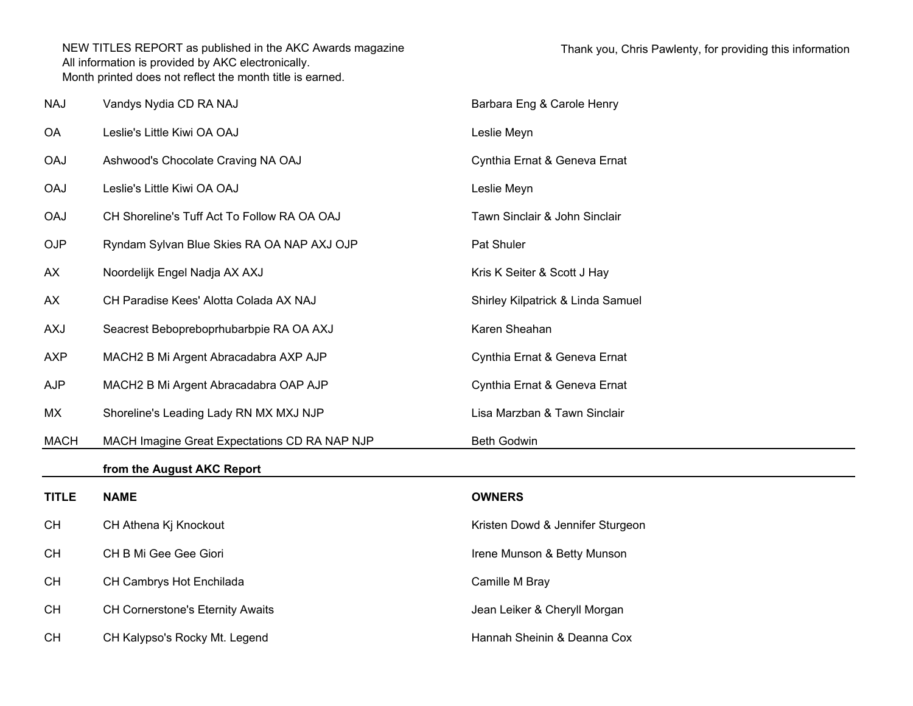NEW TITLES REPORT as published in the AKC Awards magazine
All information is provided by AKC electronically.
Month printed does not reflect the month title is earned.

Thank you, Chris Pawlenty, for providing this information

| | | |
|---|---|---|
| NAJ | Vandys Nydia CD RA NAJ | Barbara Eng & Carole Henry |
| OA | Leslie's Little Kiwi OA OAJ | Leslie Meyn |
| OAJ | Ashwood's Chocolate Craving NA OAJ | Cynthia Ernat & Geneva Ernat |
| OAJ | Leslie's Little Kiwi OA OAJ | Leslie Meyn |
| OAJ | CH Shoreline's Tuff Act To Follow RA OA OAJ | Tawn Sinclair & John Sinclair |
| OJP | Ryndam Sylvan Blue Skies RA OA NAP AXJ OJP | Pat Shuler |
| AX | Noordelijk Engel Nadja AX AXJ | Kris K Seiter & Scott J Hay |
| AX | CH Paradise Kees' Alotta Colada AX NAJ | Shirley Kilpatrick & Linda Samuel |
| AXJ | Seacrest Bebopreboprhubarbpie RA OA AXJ | Karen Sheahan |
| AXP | MACH2 B Mi Argent Abracadabra AXP AJP | Cynthia Ernat & Geneva Ernat |
| AJP | MACH2 B Mi Argent Abracadabra OAP AJP | Cynthia Ernat & Geneva Ernat |
| MX | Shoreline's Leading Lady RN MX MXJ NJP | Lisa Marzban & Tawn Sinclair |
| MACH | MACH Imagine Great Expectations CD RA NAP NJP | Beth Godwin |

**from the August AKC Report**

| TITLE | NAME | OWNERS |
|---|---|---|
| CH | CH Athena Kj Knockout | Kristen Dowd & Jennifer Sturgeon |
| CH | CH B Mi Gee Gee Giori | Irene Munson & Betty Munson |
| CH | CH Cambrys Hot Enchilada | Camille M Bray |
| CH | CH Cornerstone's Eternity Awaits | Jean Leiker & Cheryll Morgan |
| CH | CH Kalypso's Rocky Mt. Legend | Hannah Sheinin & Deanna Cox |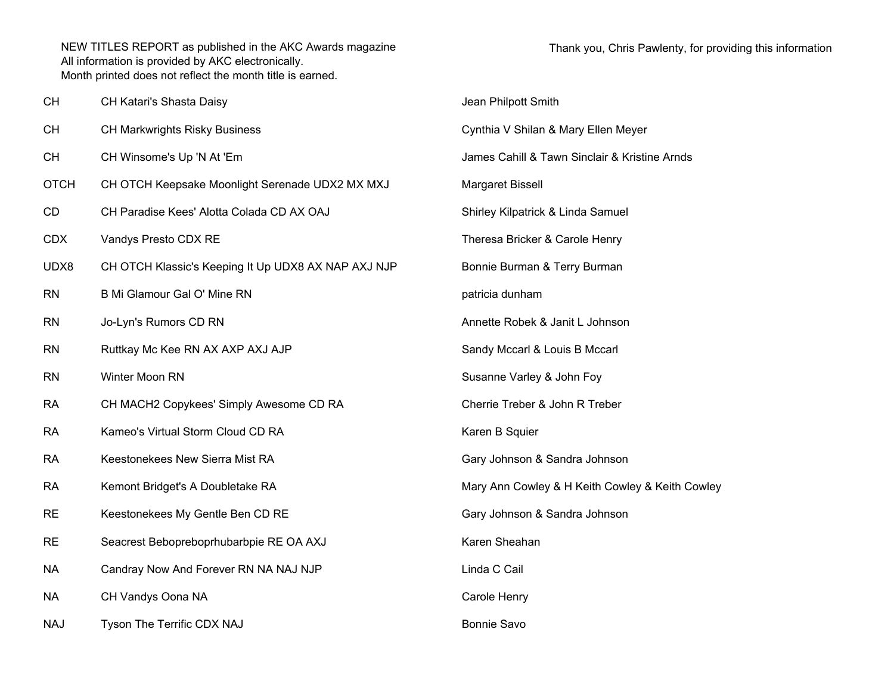NEW TITLES REPORT as published in the AKC Awards magazine
All information is provided by AKC electronically.
Month printed does not reflect the month title is earned.

Thank you, Chris Pawlenty, for providing this information

| | | |
|---|---|---|
| CH | CH Katari's Shasta Daisy | Jean Philpott Smith |
| CH | CH Markwrights Risky Business | Cynthia V Shilan & Mary Ellen Meyer |
| CH | CH Winsome's Up 'N At 'Em | James Cahill & Tawn Sinclair & Kristine Arnds |
| OTCH | CH OTCH Keepsake Moonlight Serenade UDX2 MX MXJ | Margaret Bissell |
| CD | CH Paradise Kees' Alotta Colada CD AX OAJ | Shirley Kilpatrick & Linda Samuel |
| CDX | Vandys Presto CDX RE | Theresa Bricker & Carole Henry |
| UDX8 | CH OTCH Klassic's Keeping It Up UDX8 AX NAP AXJ NJP | Bonnie Burman & Terry Burman |
| RN | B Mi Glamour Gal O' Mine RN | patricia dunham |
| RN | Jo-Lyn's Rumors CD RN | Annette Robek & Janit L Johnson |
| RN | Ruttkay Mc Kee RN AX AXP AXJ AJP | Sandy Mccarl & Louis B Mccarl |
| RN | Winter Moon RN | Susanne Varley & John Foy |
| RA | CH MACH2 Copykees' Simply Awesome CD RA | Cherrie Treber & John R Treber |
| RA | Kameo's Virtual Storm Cloud CD RA | Karen B Squier |
| RA | Keestonekees New Sierra Mist RA | Gary Johnson & Sandra Johnson |
| RA | Kemont Bridget's A Doubletake RA | Mary Ann Cowley & H Keith Cowley & Keith Cowley |
| RE | Keestonekees My Gentle Ben CD RE | Gary Johnson & Sandra Johnson |
| RE | Seacrest Bebopreboprhubarbpie RE OA AXJ | Karen Sheahan |
| NA | Candray Now And Forever RN NA NAJ NJP | Linda C Cail |
| NA | CH Vandys Oona NA | Carole Henry |
| NAJ | Tyson The Terrific CDX NAJ | Bonnie Savo |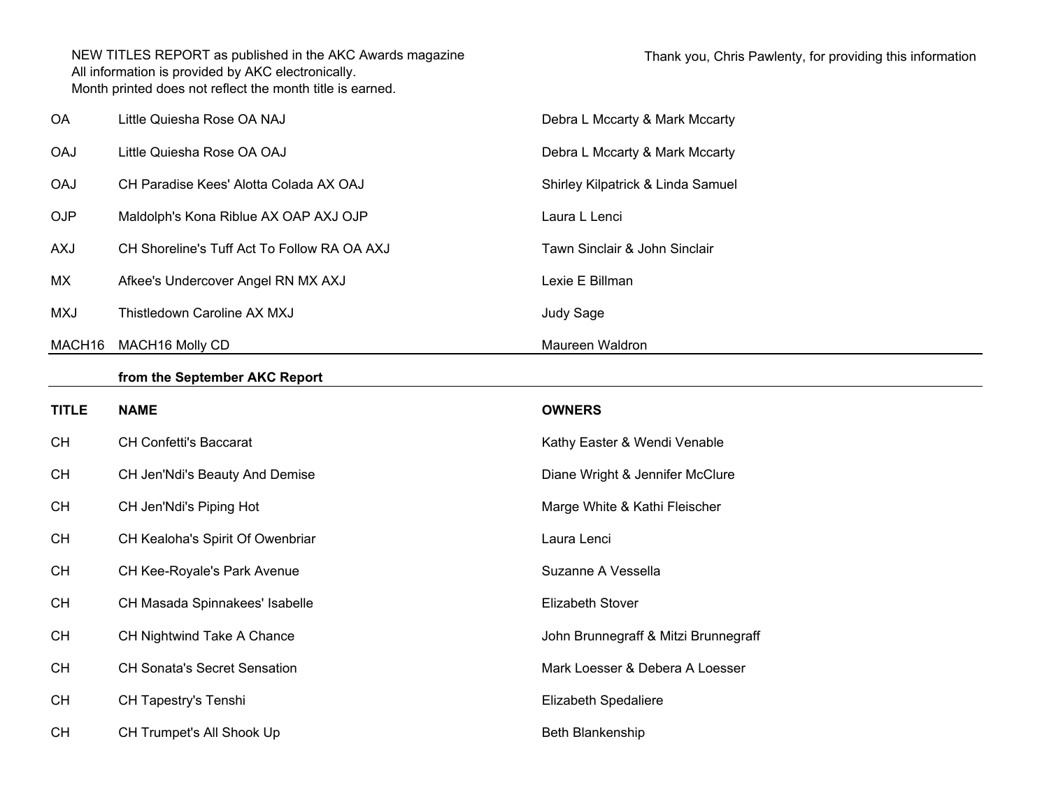NEW TITLES REPORT as published in the AKC Awards magazine
All information is provided by AKC electronically.
Month printed does not reflect the month title is earned.

Thank you, Chris Pawlenty, for providing this information

| | | |
|---|---|---|
| OA | Little Quiesha Rose OA NAJ | Debra L Mccarty & Mark Mccarty |
| OAJ | Little Quiesha Rose OA OAJ | Debra L Mccarty & Mark Mccarty |
| OAJ | CH Paradise Kees' Alotta Colada AX OAJ | Shirley Kilpatrick & Linda Samuel |
| OJP | Maldolph's Kona Riblue AX OAP AXJ OJP | Laura L Lenci |
| AXJ | CH Shoreline's Tuff Act To Follow RA OA AXJ | Tawn Sinclair & John Sinclair |
| MX | Afkee's Undercover Angel RN MX AXJ | Lexie E Billman |
| MXJ | Thistledown Caroline AX MXJ | Judy Sage |
| MACH16 | MACH16 Molly CD | Maureen Waldron |

**from the September AKC Report**

| TITLE | NAME | OWNERS |
|---|---|---|
| CH | CH Confetti's Baccarat | Kathy Easter & Wendi Venable |
| CH | CH Jen'Ndi's Beauty And Demise | Diane Wright & Jennifer McClure |
| CH | CH Jen'Ndi's Piping Hot | Marge White & Kathi Fleischer |
| CH | CH Kealoha's Spirit Of Owenbriar | Laura Lenci |
| CH | CH Kee-Royale's Park Avenue | Suzanne A Vessella |
| CH | CH Masada Spinnakees' Isabelle | Elizabeth Stover |
| CH | CH Nightwind Take A Chance | John Brunnegraff & Mitzi Brunnegraff |
| CH | CH Sonata's Secret Sensation | Mark Loesser & Debera A Loesser |
| CH | CH Tapestry's Tenshi | Elizabeth Spedaliere |
| CH | CH Trumpet's All Shook Up | Beth Blankenship |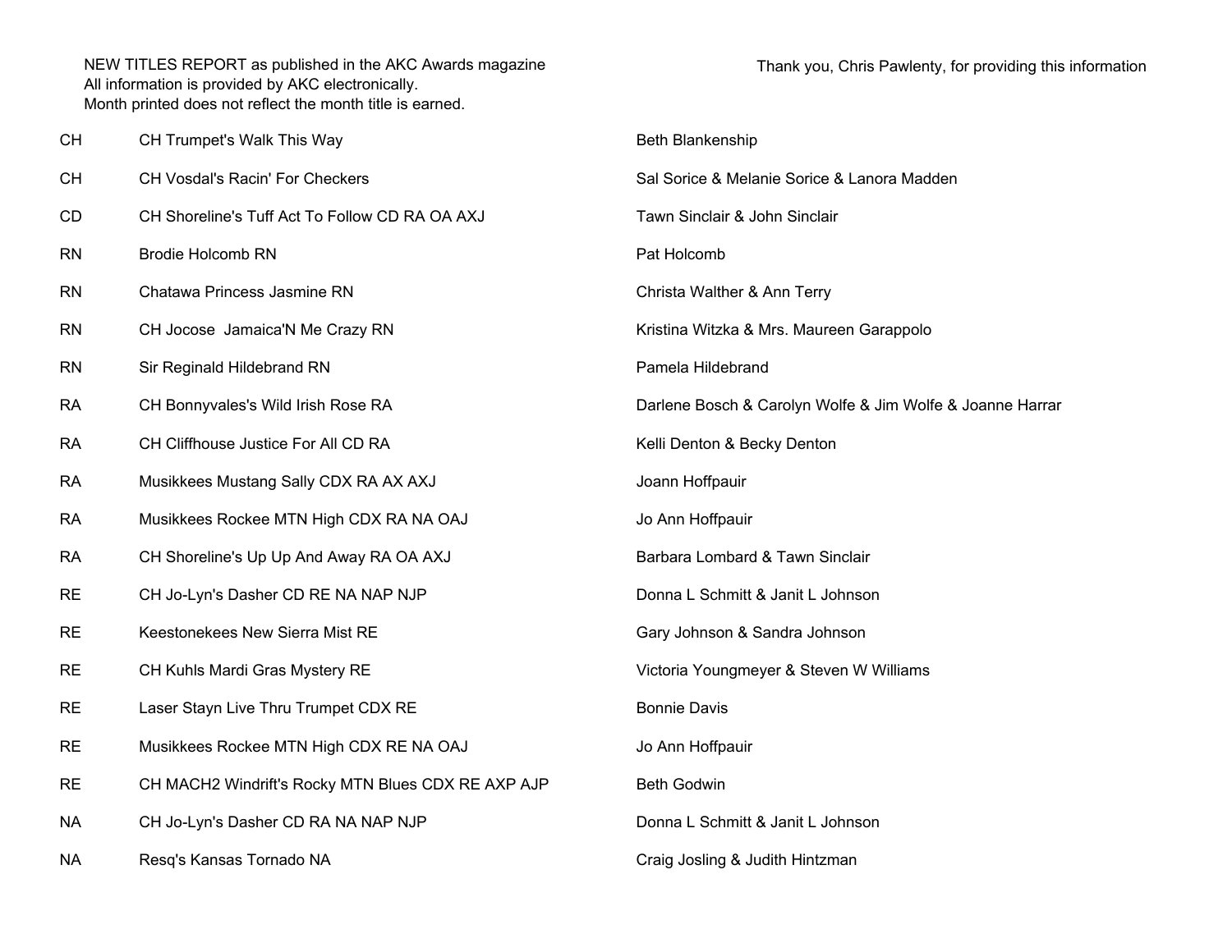NEW TITLES REPORT as published in the AKC Awards magazine
All information is provided by AKC electronically.
Month printed does not reflect the month title is earned.

Thank you, Chris Pawlenty, for providing this information

| | | |
|---|---|---|
| CH | CH Trumpet's Walk This Way | Beth Blankenship |
| CH | CH Vosdal's Racin' For Checkers | Sal Sorice & Melanie Sorice & Lanora Madden |
| CD | CH Shoreline's Tuff Act To Follow CD RA OA AXJ | Tawn Sinclair & John Sinclair |
| RN | Brodie Holcomb RN | Pat Holcomb |
| RN | Chatawa Princess Jasmine RN | Christa Walther & Ann Terry |
| RN | CH Jocose Jamaica'N Me Crazy RN | Kristina Witzka & Mrs. Maureen Garappolo |
| RN | Sir Reginald Hildebrand RN | Pamela Hildebrand |
| RA | CH Bonnyvales's Wild Irish Rose RA | Darlene Bosch & Carolyn Wolfe & Jim Wolfe & Joanne Harrar |
| RA | CH Cliffhouse Justice For All CD RA | Kelli Denton & Becky Denton |
| RA | Musikkees Mustang Sally CDX RA AX AXJ | Joann Hoffpauir |
| RA | Musikkees Rockee MTN High CDX RA NA OAJ | Jo Ann Hoffpauir |
| RA | CH Shoreline's Up Up And Away RA OA AXJ | Barbara Lombard & Tawn Sinclair |
| RE | CH Jo-Lyn's Dasher CD RE NA NAP NJP | Donna L Schmitt & Janit L Johnson |
| RE | Keestonekees New Sierra Mist RE | Gary Johnson & Sandra Johnson |
| RE | CH Kuhls Mardi Gras Mystery RE | Victoria Youngmeyer & Steven W Williams |
| RE | Laser Stayn Live Thru Trumpet CDX RE | Bonnie Davis |
| RE | Musikkees Rockee MTN High CDX RE NA OAJ | Jo Ann Hoffpauir |
| RE | CH MACH2 Windrift's Rocky MTN Blues CDX RE AXP AJP | Beth Godwin |
| NA | CH Jo-Lyn's Dasher CD RA NA NAP NJP | Donna L Schmitt & Janit L Johnson |
| NA | Resq's Kansas Tornado NA | Craig Josling & Judith Hintzman |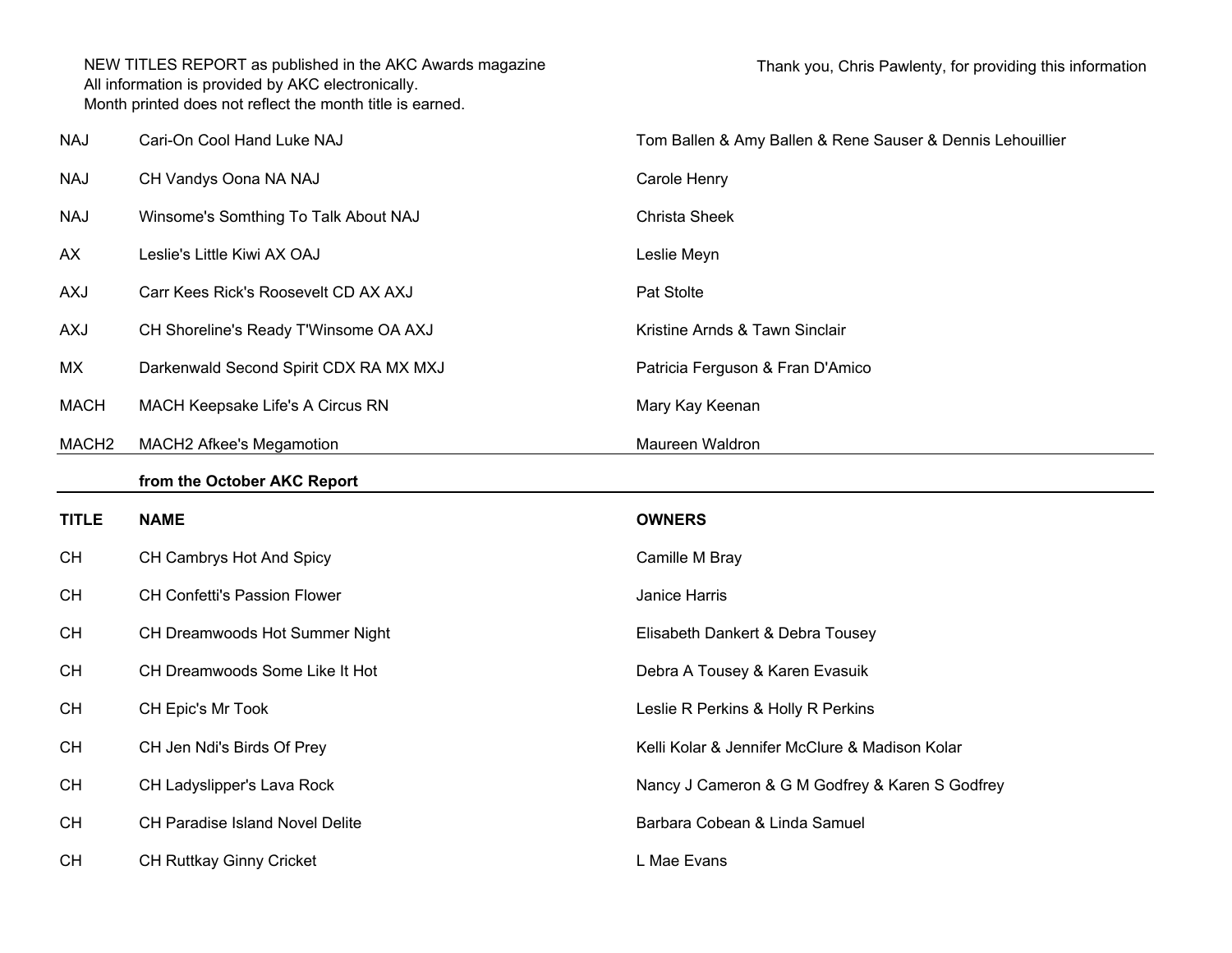NEW TITLES REPORT as published in the AKC Awards magazine
All information is provided by AKC electronically.
Month printed does not reflect the month title is earned.

Thank you, Chris Pawlenty, for providing this information

| | | |
|---|---|---|
| NAJ | Cari-On Cool Hand Luke NAJ | Tom Ballen & Amy Ballen & Rene Sauser & Dennis Lehouillier |
| NAJ | CH Vandys Oona NA NAJ | Carole Henry |
| NAJ | Winsome's Somthing To Talk About NAJ | Christa Sheek |
| AX | Leslie's Little Kiwi AX OAJ | Leslie Meyn |
| AXJ | Carr Kees Rick's Roosevelt CD AX AXJ | Pat Stolte |
| AXJ | CH Shoreline's Ready T'Winsome OA AXJ | Kristine Arnds & Tawn Sinclair |
| MX | Darkenwald Second Spirit CDX RA MX MXJ | Patricia Ferguson & Fran D'Amico |
| MACH | MACH Keepsake Life's A Circus RN | Mary Kay Keenan |
| MACH2 | MACH2 Afkee's Megamotion | Maureen Waldron |

**from the October AKC Report**

| TITLE | NAME | OWNERS |
|---|---|---|
| CH | CH Cambrys Hot And Spicy | Camille M Bray |
| CH | CH Confetti's Passion Flower | Janice Harris |
| CH | CH Dreamwoods Hot Summer Night | Elisabeth Dankert & Debra Tousey |
| CH | CH Dreamwoods Some Like It Hot | Debra A Tousey & Karen Evasuik |
| CH | CH Epic's Mr Took | Leslie R Perkins & Holly R Perkins |
| CH | CH Jen Ndi's Birds Of Prey | Kelli Kolar & Jennifer McClure & Madison Kolar |
| CH | CH Ladyslipper's Lava Rock | Nancy J Cameron & G M Godfrey & Karen S Godfrey |
| CH | CH Paradise Island Novel Delite | Barbara Cobean & Linda Samuel |
| CH | CH Ruttkay Ginny Cricket | L Mae Evans |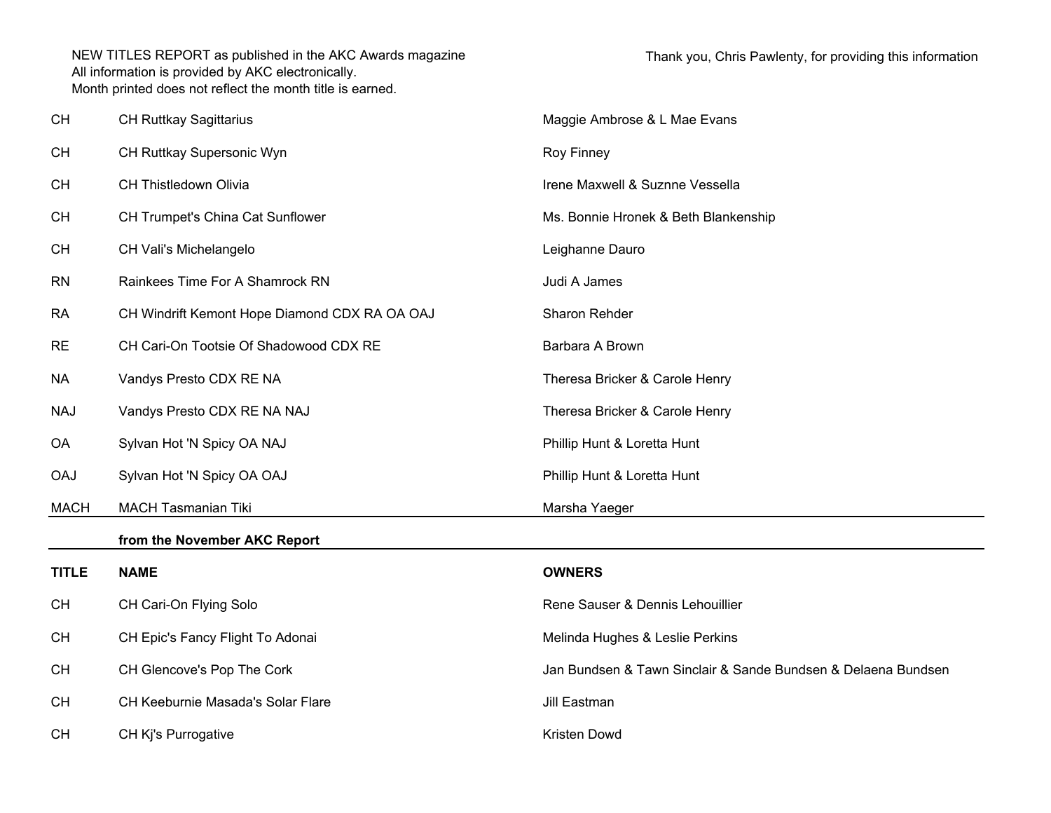NEW TITLES REPORT as published in the AKC Awards magazine
All information is provided by AKC electronically.
Month printed does not reflect the month title is earned.

Thank you, Chris Pawlenty, for providing this information

| | | |
|---|---|---|
| CH | CH Ruttkay Sagittarius | Maggie Ambrose & L Mae Evans |
| CH | CH Ruttkay Supersonic Wyn | Roy Finney |
| CH | CH Thistledown Olivia | Irene Maxwell & Suznne Vessella |
| CH | CH Trumpet's China Cat Sunflower | Ms. Bonnie Hronek & Beth Blankenship |
| CH | CH Vali's Michelangelo | Leighanne Dauro |
| RN | Rainkees Time For A Shamrock RN | Judi A James |
| RA | CH Windrift Kemont Hope Diamond CDX RA OA OAJ | Sharon Rehder |
| RE | CH Cari-On Tootsie Of Shadowood CDX RE | Barbara A Brown |
| NA | Vandys Presto CDX RE NA | Theresa Bricker & Carole Henry |
| NAJ | Vandys Presto CDX RE NA NAJ | Theresa Bricker & Carole Henry |
| OA | Sylvan Hot 'N Spicy OA NAJ | Phillip Hunt & Loretta Hunt |
| OAJ | Sylvan Hot 'N Spicy OA OAJ | Phillip Hunt & Loretta Hunt |
| MACH | MACH Tasmanian Tiki | Marsha Yaeger |

**from the November AKC Report**

| **TITLE** | **NAME** | **OWNERS** |
|---|---|---|
| CH | CH Cari-On Flying Solo | Rene Sauser & Dennis Lehouillier |
| CH | CH Epic's Fancy Flight To Adonai | Melinda Hughes & Leslie Perkins |
| CH | CH Glencove's Pop The Cork | Jan Bundsen & Tawn Sinclair & Sande Bundsen & Delaena Bundsen |
| CH | CH Keeburnie Masada's Solar Flare | Jill Eastman |
| CH | CH Kj's Purrogative | Kristen Dowd |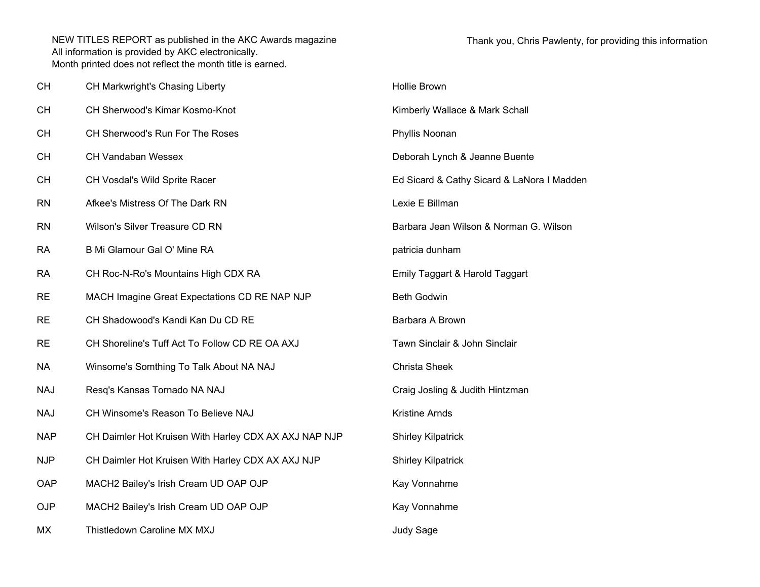NEW TITLES REPORT as published in the AKC Awards magazine
All information is provided by AKC electronically.
Month printed does not reflect the month title is earned.

Thank you, Chris Pawlenty, for providing this information

| | | |
|---|---|---|
| CH | CH Markwright's Chasing Liberty | Hollie Brown |
| CH | CH Sherwood's Kimar Kosmo-Knot | Kimberly Wallace & Mark Schall |
| CH | CH Sherwood's Run For The Roses | Phyllis Noonan |
| CH | CH Vandaban Wessex | Deborah Lynch & Jeanne Buente |
| CH | CH Vosdal's Wild Sprite Racer | Ed Sicard & Cathy Sicard & LaNora I Madden |
| RN | Afkee's Mistress Of The Dark RN | Lexie E Billman |
| RN | Wilson's Silver Treasure CD RN | Barbara Jean Wilson & Norman G. Wilson |
| RA | B Mi Glamour Gal O' Mine RA | patricia dunham |
| RA | CH Roc-N-Ro's Mountains High CDX RA | Emily Taggart & Harold Taggart |
| RE | MACH Imagine Great Expectations CD RE NAP NJP | Beth Godwin |
| RE | CH Shadowood's Kandi Kan Du CD RE | Barbara A Brown |
| RE | CH Shoreline's Tuff Act To Follow CD RE OA AXJ | Tawn Sinclair & John Sinclair |
| NA | Winsome's Somthing To Talk About NA NAJ | Christa Sheek |
| NAJ | Resq's Kansas Tornado NA NAJ | Craig Josling & Judith Hintzman |
| NAJ | CH Winsome's Reason To Believe NAJ | Kristine Arnds |
| NAP | CH Daimler Hot Kruisen With Harley CDX AX AXJ NAP NJP | Shirley Kilpatrick |
| NJP | CH Daimler Hot Kruisen With Harley CDX AX AXJ NJP | Shirley Kilpatrick |
| OAP | MACH2 Bailey's Irish Cream UD OAP OJP | Kay Vonnahme |
| OJP | MACH2 Bailey's Irish Cream UD OAP OJP | Kay Vonnahme |
| MX | Thistledown Caroline MX MXJ | Judy Sage |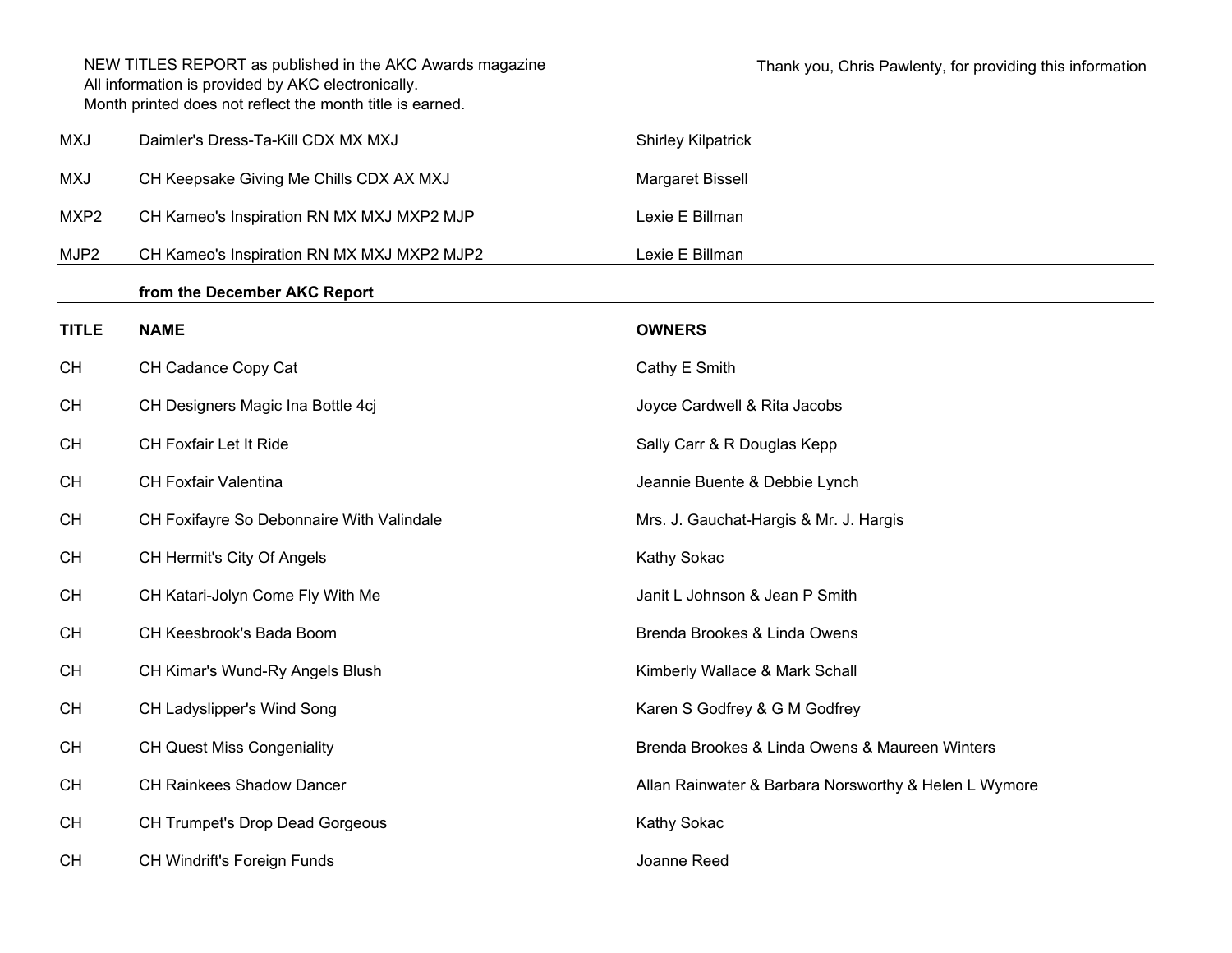NEW TITLES REPORT as published in the AKC Awards magazine
All information is provided by AKC electronically.
Month printed does not reflect the month title is earned.

Thank you, Chris Pawlenty, for providing this information

| | | |
|---|---|---|
| MXJ | Daimler's Dress-Ta-Kill CDX MX MXJ | Shirley Kilpatrick |
| MXJ | CH Keepsake Giving Me Chills CDX AX MXJ | Margaret Bissell |
| MXP2 | CH Kameo's Inspiration RN MX MXJ MXP2 MJP | Lexie E Billman |
| MJP2 | CH Kameo's Inspiration RN MX MXJ MXP2 MJP2 | Lexie E Billman |

**from the December AKC Report**

| TITLE | NAME | OWNERS |
|---|---|---|
| CH | CH Cadance Copy Cat | Cathy E Smith |
| CH | CH Designers Magic Ina Bottle 4cj | Joyce Cardwell & Rita Jacobs |
| CH | CH Foxfair Let It Ride | Sally Carr & R Douglas Kepp |
| CH | CH Foxfair Valentina | Jeannie Buente & Debbie Lynch |
| CH | CH Foxifayre So Debonnaire With Valindale | Mrs. J. Gauchat-Hargis & Mr. J. Hargis |
| CH | CH Hermit's City Of Angels | Kathy Sokac |
| CH | CH Katari-Jolyn Come Fly With Me | Janit L Johnson & Jean P Smith |
| CH | CH Keesbrook's Bada Boom | Brenda Brookes & Linda Owens |
| CH | CH Kimar's Wund-Ry Angels Blush | Kimberly Wallace & Mark Schall |
| CH | CH Ladyslipper's Wind Song | Karen S Godfrey & G M Godfrey |
| CH | CH Quest Miss Congeniality | Brenda Brookes & Linda Owens & Maureen Winters |
| CH | CH Rainkees Shadow Dancer | Allan Rainwater & Barbara Norsworthy & Helen L Wymore |
| CH | CH Trumpet's Drop Dead Gorgeous | Kathy Sokac |
| CH | CH Windrift's Foreign Funds | Joanne Reed |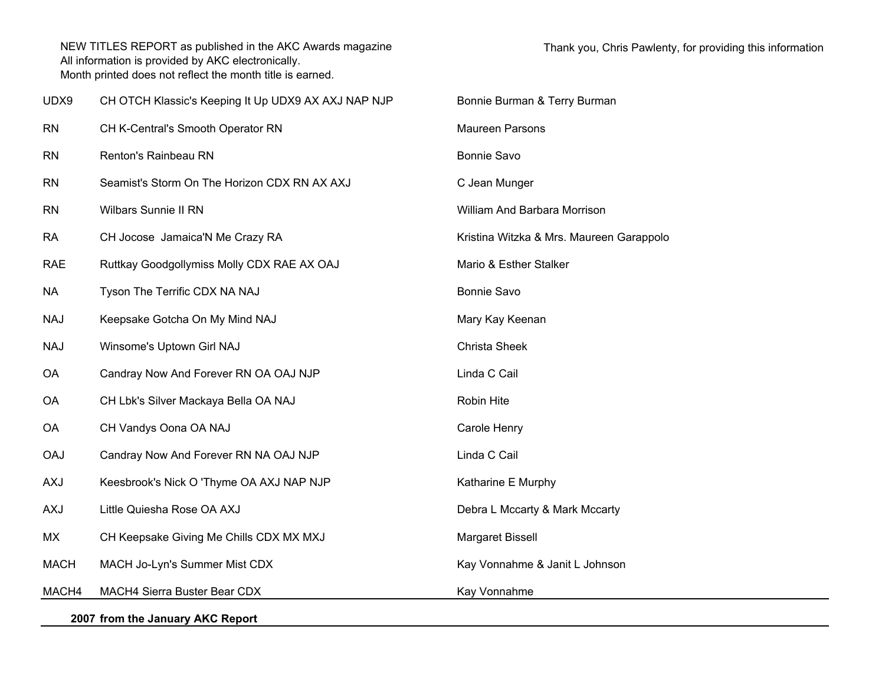NEW TITLES REPORT as published in the AKC Awards magazine
All information is provided by AKC electronically.
Month printed does not reflect the month title is earned.

Thank you, Chris Pawlenty, for providing this information

| Title | Dog | Owner |
|---|---|---|
| UDX9 | CH OTCH Klassic's Keeping It Up UDX9 AX AXJ NAP NJP | Bonnie Burman & Terry Burman |
| RN | CH K-Central's Smooth Operator RN | Maureen Parsons |
| RN | Renton's Rainbeau RN | Bonnie Savo |
| RN | Seamist's Storm On The Horizon CDX RN AX AXJ | C Jean Munger |
| RN | Wilbars Sunnie II RN | William And Barbara Morrison |
| RA | CH Jocose  Jamaica'N Me Crazy RA | Kristina Witzka & Mrs. Maureen Garappolo |
| RAE | Ruttkay Goodgollymiss Molly CDX RAE AX OAJ | Mario & Esther Stalker |
| NA | Tyson The Terrific CDX NA NAJ | Bonnie Savo |
| NAJ | Keepsake Gotcha On My Mind NAJ | Mary Kay Keenan |
| NAJ | Winsome's Uptown Girl NAJ | Christa Sheek |
| OA | Candray Now And Forever RN OA OAJ NJP | Linda C Cail |
| OA | CH Lbk's Silver Mackaya Bella OA NAJ | Robin Hite |
| OA | CH Vandys Oona OA NAJ | Carole Henry |
| OAJ | Candray Now And Forever RN NA OAJ NJP | Linda C Cail |
| AXJ | Keesbrook's Nick O 'Thyme OA AXJ NAP NJP | Katharine E Murphy |
| AXJ | Little Quiesha Rose OA AXJ | Debra L Mccarty & Mark Mccarty |
| MX | CH Keepsake Giving Me Chills CDX MX MXJ | Margaret Bissell |
| MACH | MACH Jo-Lyn's Summer Mist CDX | Kay Vonnahme & Janit L Johnson |
| MACH4 | MACH4 Sierra Buster Bear CDX | Kay Vonnahme |

**2007 from the January AKC Report**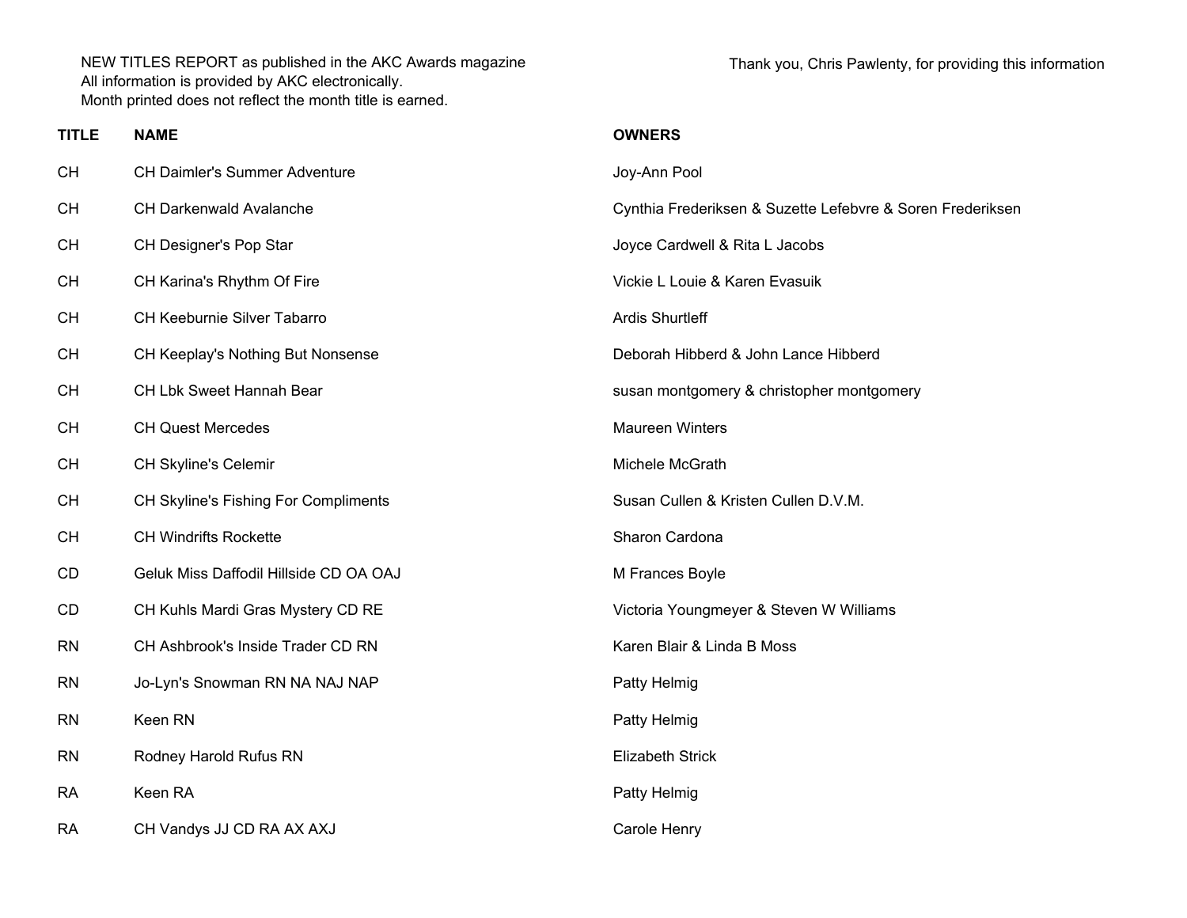NEW TITLES REPORT as published in the AKC Awards magazine
All information is provided by AKC electronically.
Month printed does not reflect the month title is earned.

Thank you, Chris Pawlenty, for providing this information

| TITLE | NAME | OWNERS |
|---|---|---|
| CH | CH Daimler's Summer Adventure | Joy-Ann Pool |
| CH | CH Darkenwald Avalanche | Cynthia Frederiksen & Suzette Lefebvre & Soren Frederiksen |
| CH | CH Designer's Pop Star | Joyce Cardwell & Rita L Jacobs |
| CH | CH Karina's Rhythm Of Fire | Vickie L Louie & Karen Evasuik |
| CH | CH Keeburnie Silver Tabarro | Ardis Shurtleff |
| CH | CH Keeplay's Nothing But Nonsense | Deborah Hibberd & John Lance Hibberd |
| CH | CH Lbk Sweet Hannah Bear | susan montgomery & christopher montgomery |
| CH | CH Quest Mercedes | Maureen Winters |
| CH | CH Skyline's Celemir | Michele McGrath |
| CH | CH Skyline's Fishing For Compliments | Susan Cullen & Kristen Cullen D.V.M. |
| CH | CH Windrifts Rockette | Sharon Cardona |
| CD | Geluk Miss Daffodil Hillside CD OA OAJ | M Frances Boyle |
| CD | CH Kuhls Mardi Gras Mystery CD RE | Victoria Youngmeyer & Steven W Williams |
| RN | CH Ashbrook's Inside Trader CD RN | Karen Blair & Linda B Moss |
| RN | Jo-Lyn's Snowman RN NA NAJ NAP | Patty Helmig |
| RN | Keen RN | Patty Helmig |
| RN | Rodney Harold Rufus RN | Elizabeth Strick |
| RA | Keen RA | Patty Helmig |
| RA | CH Vandys JJ CD RA AX AXJ | Carole Henry |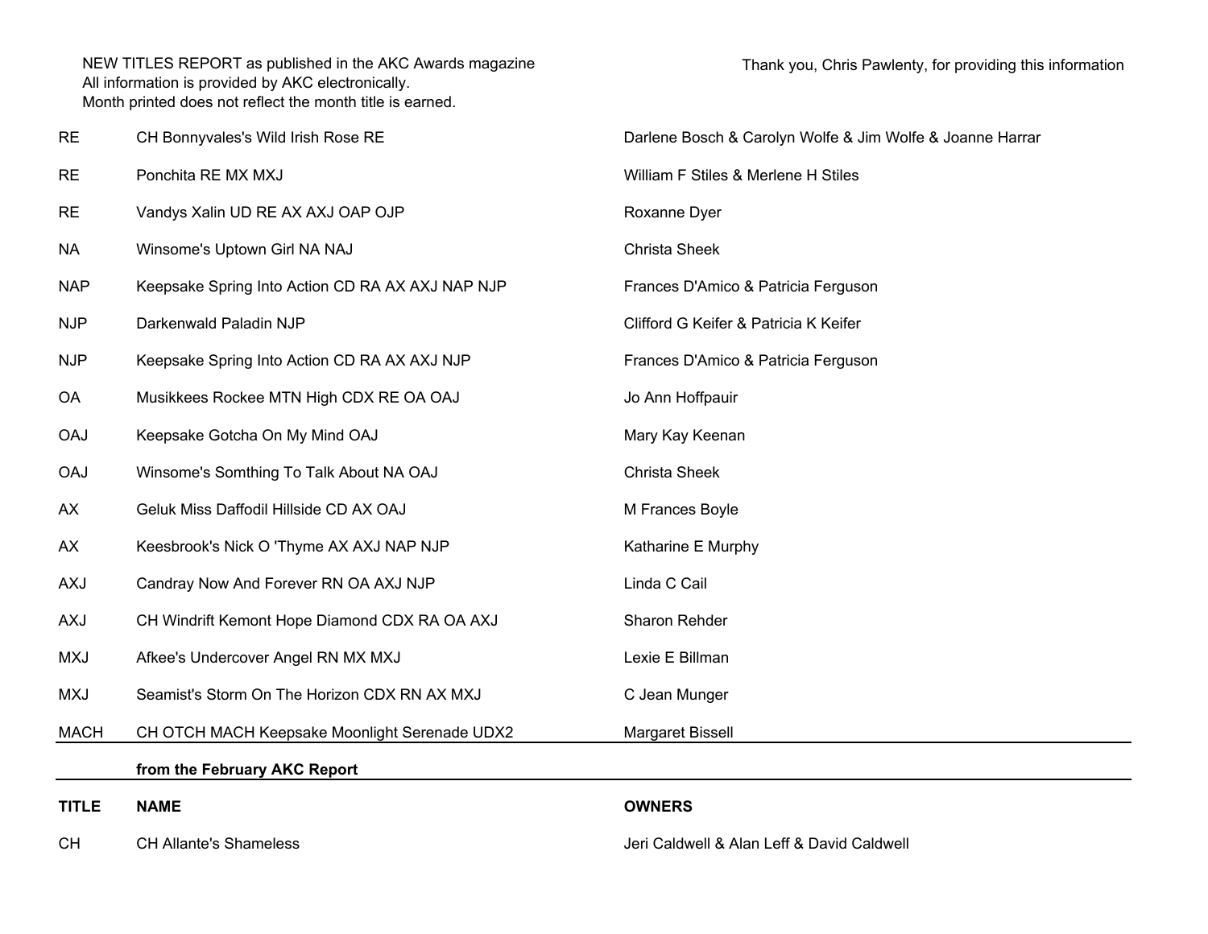NEW TITLES REPORT as published in the AKC Awards magazine
All information is provided by AKC electronically.
Month printed does not reflect the month title is earned.

Thank you, Chris Pawlenty, for providing this information

| | | |
|---|---|---|
| RE | CH Bonnyvales's Wild Irish Rose RE | Darlene Bosch & Carolyn Wolfe & Jim Wolfe & Joanne Harrar |
| RE | Ponchita RE MX MXJ | William F Stiles & Merlene H Stiles |
| RE | Vandys Xalin UD RE AX AXJ OAP OJP | Roxanne Dyer |
| NA | Winsome's Uptown Girl NA NAJ | Christa Sheek |
| NAP | Keepsake Spring Into Action CD RA AX AXJ NAP NJP | Frances D'Amico & Patricia Ferguson |
| NJP | Darkenwald Paladin NJP | Clifford G Keifer & Patricia K Keifer |
| NJP | Keepsake Spring Into Action CD RA AX AXJ NJP | Frances D'Amico & Patricia Ferguson |
| OA | Musikkees Rockee MTN High CDX RE OA OAJ | Jo Ann Hoffpauir |
| OAJ | Keepsake Gotcha On My Mind OAJ | Mary Kay Keenan |
| OAJ | Winsome's Somthing To Talk About NA OAJ | Christa Sheek |
| AX | Geluk Miss Daffodil Hillside CD AX OAJ | M Frances Boyle |
| AX | Keesbrook's Nick O 'Thyme AX AXJ NAP NJP | Katharine E Murphy |
| AXJ | Candray Now And Forever RN OA AXJ NJP | Linda C Cail |
| AXJ | CH Windrift Kemont Hope Diamond CDX RA OA AXJ | Sharon Rehder |
| MXJ | Afkee's Undercover Angel RN MX MXJ | Lexie E Billman |
| MXJ | Seamist's Storm On The Horizon CDX RN AX MXJ | C Jean Munger |
| MACH | CH OTCH MACH Keepsake Moonlight Serenade UDX2 | Margaret Bissell |

**from the February AKC Report**

| TITLE | NAME | OWNERS |
|---|---|---|
| CH | CH Allante's Shameless | Jeri Caldwell & Alan Leff & David Caldwell |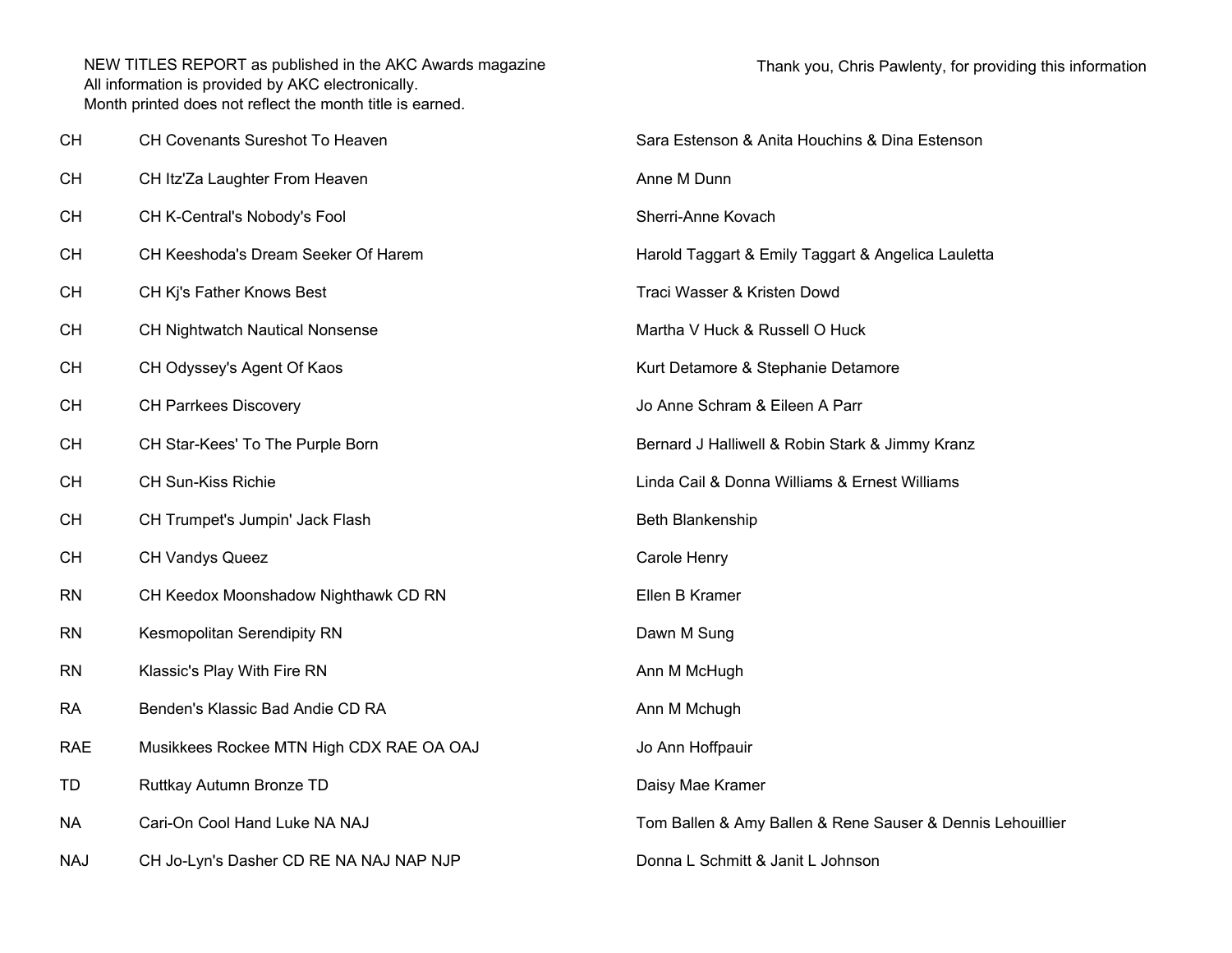NEW TITLES REPORT as published in the AKC Awards magazine
All information is provided by AKC electronically.
Month printed does not reflect the month title is earned.

Thank you, Chris Pawlenty, for providing this information

| | | |
|---|---|---|
| CH | CH Covenants Sureshot To Heaven | Sara Estenson & Anita Houchins & Dina Estenson |
| CH | CH Itz'Za Laughter From Heaven | Anne M Dunn |
| CH | CH K-Central's Nobody's Fool | Sherri-Anne Kovach |
| CH | CH Keeshoda's Dream Seeker Of Harem | Harold Taggart & Emily Taggart & Angelica Lauletta |
| CH | CH Kj's Father Knows Best | Traci Wasser & Kristen Dowd |
| CH | CH Nightwatch Nautical Nonsense | Martha V Huck & Russell O Huck |
| CH | CH Odyssey's Agent Of Kaos | Kurt Detamore & Stephanie Detamore |
| CH | CH Parrkees Discovery | Jo Anne Schram & Eileen A Parr |
| CH | CH Star-Kees' To The Purple Born | Bernard J Halliwell & Robin Stark & Jimmy Kranz |
| CH | CH Sun-Kiss Richie | Linda Cail & Donna Williams & Ernest Williams |
| CH | CH Trumpet's Jumpin' Jack Flash | Beth Blankenship |
| CH | CH Vandys Queez | Carole Henry |
| RN | CH Keedox Moonshadow Nighthawk CD RN | Ellen B Kramer |
| RN | Kesmopolitan Serendipity RN | Dawn M Sung |
| RN | Klassic's Play With Fire RN | Ann M McHugh |
| RA | Benden's Klassic Bad Andie CD RA | Ann M Mchugh |
| RAE | Musikkees Rockee MTN High CDX RAE OA OAJ | Jo Ann Hoffpauir |
| TD | Ruttkay Autumn Bronze TD | Daisy Mae Kramer |
| NA | Cari-On Cool Hand Luke NA NAJ | Tom Ballen & Amy Ballen & Rene Sauser & Dennis Lehouillier |
| NAJ | CH Jo-Lyn's Dasher CD RE NA NAJ NAP NJP | Donna L Schmitt & Janit L Johnson |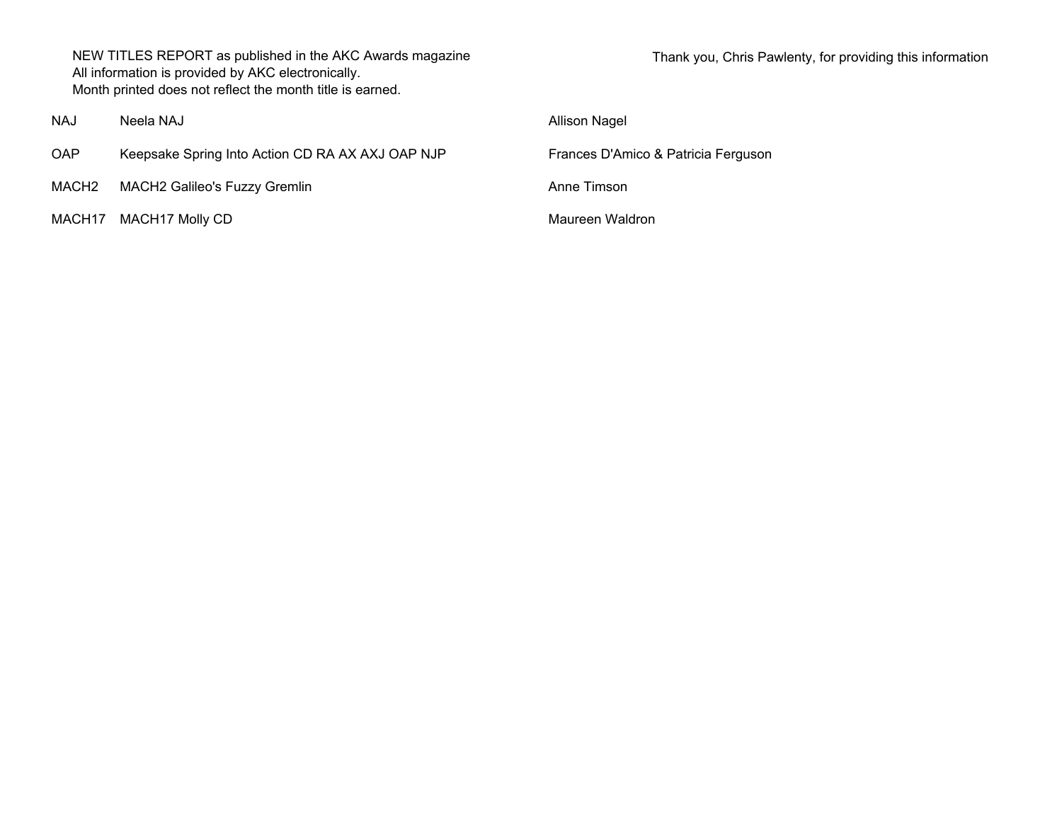NEW TITLES REPORT as published in the AKC Awards magazine
All information is provided by AKC electronically.
Month printed does not reflect the month title is earned.

Thank you, Chris Pawlenty, for providing this information

| | | |
|---|---|---|
| NAJ | Neela NAJ | Allison Nagel |
| OAP | Keepsake Spring Into Action CD RA AX AXJ OAP NJP | Frances D'Amico & Patricia Ferguson |
| MACH2 | MACH2 Galileo's Fuzzy Gremlin | Anne Timson |
| MACH17 | MACH17 Molly CD | Maureen Waldron |